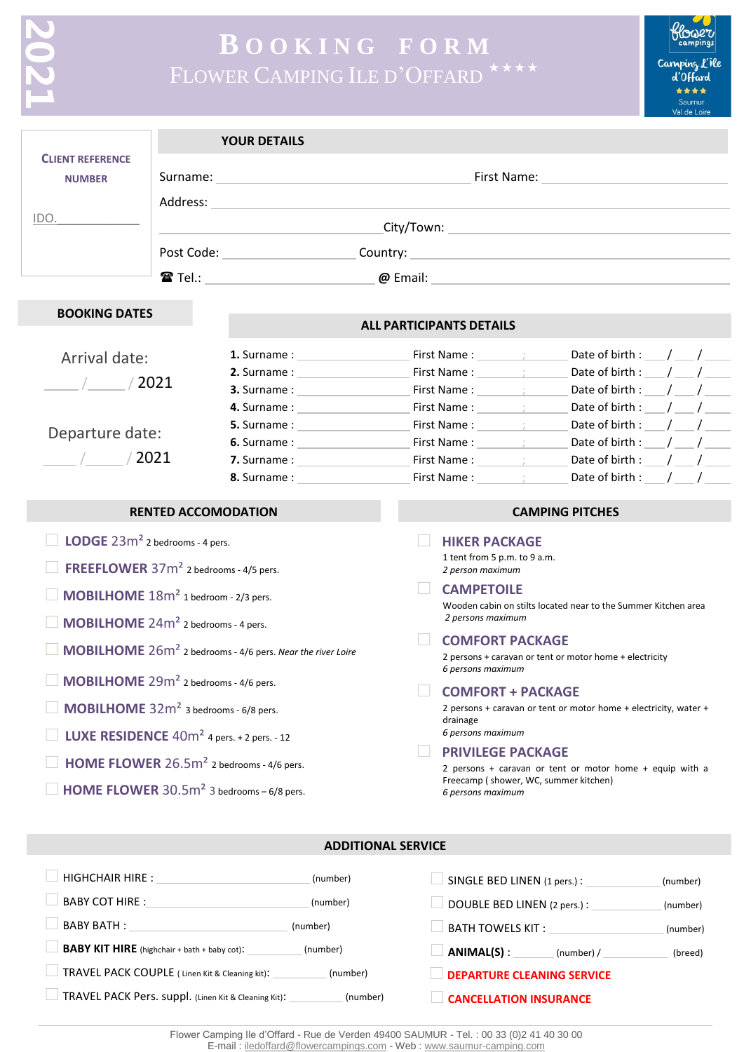# 2021

# BOOKING FORM
## FLOWER CAMPING ILE D'OFFARD ★★★★

flower campings — Camping L'île d'Offard ★★★★ Saumur Val de Loire

**CLIENT REFERENCE NUMBER**

IDO.____________

## YOUR DETAILS

Surname: ______________________ First Name: ______________________

Address: ______________________________________________

______________________ City/Town: ______________________

Post Code: ______________ Country: ______________________

☎ Tel.: ______________________ @ Email: ______________________

## BOOKING DATES

Arrival date:

____ / ____ / 2021

Departure date:

____ / ____ / 2021

## ALL PARTICIPANTS DETAILS

**1.** Surname : ______________ First Name : ______________ Date of birth : ___ / ___ / ____
**2.** Surname : ______________ First Name : ______________ Date of birth : ___ / ___ / ____
**3.** Surname : ______________ First Name : ______________ Date of birth : ___ / ___ / ____
**4.** Surname : ______________ First Name : ______________ Date of birth : ___ / ___ / ____
**5.** Surname : ______________ First Name : ______________ Date of birth : ___ / ___ / ____
**6.** Surname : ______________ First Name : ______________ Date of birth : ___ / ___ / ____
**7.** Surname : ______________ First Name : ______________ Date of birth : ___ / ___ / ____
**8.** Surname : ______________ First Name : ______________ Date of birth : ___ / ___ / ____

## RENTED ACCOMODATION

- ☐ **LODGE 23m²** 2 bedrooms - 4 pers.
- ☐ **FREEFLOWER 37m²** 2 bedrooms - 4/5 pers.
- ☐ **MOBILHOME 18m²** 1 bedroom - 2/3 pers.
- ☐ **MOBILHOME 24m²** 2 bedrooms - 4 pers.
- ☐ **MOBILHOME 26m²** 2 bedrooms - 4/6 pers. *Near the river Loire*
- ☐ **MOBILHOME 29m²** 2 bedrooms - 4/6 pers.
- ☐ **MOBILHOME 32m²** 3 bedrooms - 6/8 pers.
- ☐ **LUXE RESIDENCE 40m²** 4 pers. + 2 pers. - 12
- ☐ **HOME FLOWER 26.5m²** 2 bedrooms - 4/6 pers.
- ☐ **HOME FLOWER 30.5m²** 3 bedrooms – 6/8 pers.

## CAMPING PITCHES

- ☐ **HIKER PACKAGE**
  1 tent from 5 p.m. to 9 a.m.
  *2 person maximum*
- ☐ **CAMPETOILE**
  Wooden cabin on stilts located near to the Summer Kitchen area
  *2 persons maximum*
- ☐ **COMFORT PACKAGE**
  2 persons + caravan or tent or motor home + electricity
  *6 persons maximum*
- ☐ **COMFORT + PACKAGE**
  2 persons + caravan or tent or motor home + electricity, water + drainage
  *6 persons maximum*
- ☐ **PRIVILEGE PACKAGE**
  2 persons + caravan or tent or motor home + equip with a Freecamp ( shower, WC, summer kitchen)
  *6 persons maximum*

## ADDITIONAL SERVICE

- ☐ HIGHCHAIR HIRE : ______________ (number)
- ☐ BABY COT HIRE : ______________ (number)
- ☐ BABY BATH : ______________ (number)
- ☐ **BABY KIT HIRE** (highchair + bath + baby cot): ______________ (number)
- ☐ TRAVEL PACK COUPLE ( Linen Kit & Cleaning kit): ______________ (number)
- ☐ TRAVEL PACK Pers. suppl. (Linen Kit & Cleaning Kit): ______________ (number)
- ☐ SINGLE BED LINEN (1 pers.) : ______________ (number)
- ☐ DOUBLE BED LINEN (2 pers.) : ______________ (number)
- ☐ BATH TOWELS KIT : ______________ (number)
- ☐ **ANIMAL(S)** : ________ (number) / ____________ (breed)
- ☐ **DEPARTURE CLEANING SERVICE**
- ☐ **CANCELLATION INSURANCE**

Flower Camping Ile d'Offard - Rue de Verden 49400 SAUMUR - Tel. : 00 33 (0)2 41 40 30 00
E-mail : iledoffard@flowercampings.com - Web : www.saumur-camping.com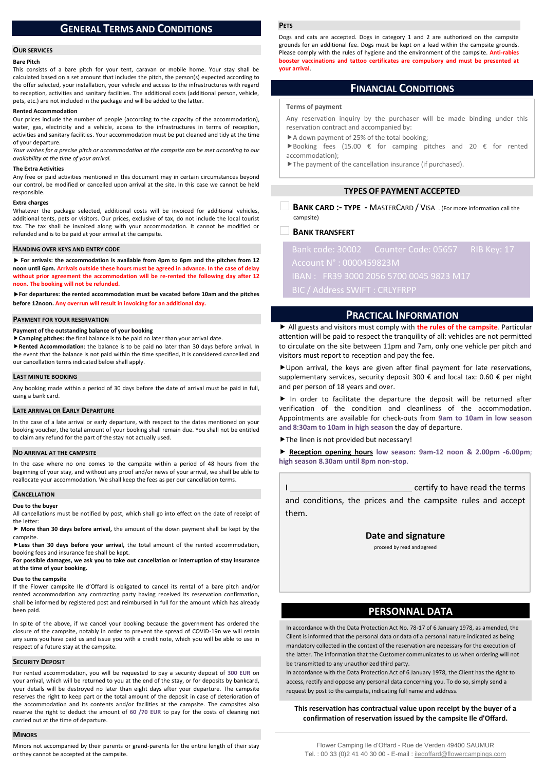# General Terms and Conditions

## Our Services

### Bare Pitch

This consists of a bare pitch for your tent, caravan or mobile home. Your stay shall be calculated based on a set amount that includes the pitch, the person(s) expected according to the offer selected, your installation, your vehicle and access to the infrastructures with regard to reception, activities and sanitary facilities. The additional costs (additional person, vehicle, pets, etc.) are not included in the package and will be added to the latter.

### Rented Accommodation

Our prices include the number of people (according to the capacity of the accommodation), water, gas, electricity and a vehicle, access to the infrastructures in terms of reception, activities and sanitary facilities. Your accommodation must be put cleaned and tidy at the time of your departure.

*Your wishes for a precise pitch or accommodation at the campsite can be met according to our availability at the time of your arrival.*

### The Extra Activities

Any free or paid activities mentioned in this document may in certain circumstances beyond our control, be modified or cancelled upon arrival at the site. In this case we cannot be held responsible.

### Extra charges

Whatever the package selected, additional costs will be invoiced for additional vehicles, additional tents, pets or visitors. Our prices, exclusive of tax, do not include the local tourist tax. The tax shall be invoiced along with your accommodation. It cannot be modified or refunded and is to be paid at your arrival at the campsite.

## Handing over keys and entry code

▶ **For arrivals: the accommodation is available from 4pm to 6pm and the pitches from 12 noon until 6pm. Arrivals outside these hours must be agreed in advance. In the case of delay without prior agreement the accommodation will be re-rented the following day after 12 noon. The booking will not be refunded.**

▶**For departures: the rented accommodation must be vacated before 10am and the pitches before 12noon. Any overrun will result in invoicing for an additional day.**

## Payment for your reservation

**Payment of the outstanding balance of your booking**

▶**Camping pitches:** the final balance is to be paid no later than your arrival date.

▶**Rented Accommodation**: the balance is to be paid no later than 30 days before arrival. In the event that the balance is not paid within the time specified, it is considered cancelled and our cancellation terms indicated below shall apply.

## Last minute booking

Any booking made within a period of 30 days before the date of arrival must be paid in full, using a bank card.

## Late arrival or Early Departure

In the case of a late arrival or early departure, with respect to the dates mentioned on your booking voucher, the total amount of your booking shall remain due. You shall not be entitled to claim any refund for the part of the stay not actually used.

## No arrival at the campsite

In the case where no one comes to the campsite within a period of 48 hours from the beginning of your stay, and without any proof and/or news of your arrival, we shall be able to reallocate your accommodation. We shall keep the fees as per our cancellation terms.

## Cancellation

### Due to the buyer

All cancellations must be notified by post, which shall go into effect on the date of receipt of the letter:

▶ **More than 30 days before arrival,** the amount of the down payment shall be kept by the campsite.

▶**Less than 30 days before your arrival,** the total amount of the rented accommodation, booking fees and insurance fee shall be kept.

**For possible damages, we ask you to take out cancellation or interruption of stay insurance at the time of your booking.**

### Due to the campsite

If the Flower campsite Ile d'Offard is obligated to cancel its rental of a bare pitch and/or rented accommodation any contracting party having received its reservation confirmation, shall be informed by registered post and reimbursed in full for the amount which has already been paid.

In spite of the above, if we cancel your booking because the government has ordered the closure of the campsite, notably in order to prevent the spread of COVID-19n we will retain any sums you have paid us and issue you with a credit note, which you will be able to use in respect of a future stay at the campsite.

## Security Deposit

For rented accommodation, you will be requested to pay a security deposit of **300 EUR** on your arrival, which will be returned to you at the end of the stay, or for deposits by bankcard, your details will be destroyed no later than eight days after your departure. The campsite reserves the right to keep part or the total amount of the deposit in case of deterioration of the accommodation and its contents and/or facilities at the campsite. The campsites also reserve the right to deduct the amount of **60 /70 EUR** to pay for the costs of cleaning not carried out at the time of departure.

## Minors

Minors not accompanied by their parents or grand-parents for the entire length of their stay or they cannot be accepted at the campsite.

## Pets

Dogs and cats are accepted. Dogs in category 1 and 2 are authorized on the campsite grounds for an additional fee. Dogs must be kept on a lead within the campsite grounds. Please comply with the rules of hygiene and the environment of the campsite. **Anti-rabies booster vaccinations and tattoo certificates are compulsory and must be presented at your arrival**.

# Financial Conditions

**Terms of payment**

Any reservation inquiry by the purchaser will be made binding under this reservation contract and accompanied by:

▶A down payment of 25% of the total booking;

▶Booking fees (15.00 € for camping pitches and 20 € for rented accommodation);

▶The payment of the cancellation insurance (if purchased).

## Types of payment accepted

☐ **Bank card :- Type - MasterCard / Visa** . (For more information call the campsite)

☐ **Bank transfert**

Bank code: 30002 Counter Code: 05657 RIB Key: 17

Account N° : 0000459823M

IBAN : FR39 3000 2056 5700 0045 9823 M17

BIC / Address SWIFT : CRLYFRPP

# Practical Information

▶ All guests and visitors must comply with **the rules of the campsite**. Particular attention will be paid to respect the tranquility of all: vehicles are not permitted to circulate on the site between 11pm and 7am, only one vehicle per pitch and visitors must report to reception and pay the fee.

▶Upon arrival, the keys are given after final payment for late reservations, supplementary services, security deposit 300 € and local tax: 0.60 € per night and per person of 18 years and over.

▶ In order to facilitate the departure the deposit will be returned after verification of the condition and cleanliness of the accommodation. Appointments are available for check-outs from **9am to 10am in low season and 8:30am to 10am in high season** the day of departure.

▶The linen is not provided but necessary!

▶ **Reception opening hours** **low season: 9am-12 noon & 2.00pm -6.00pm; high season 8.30am until 8pm non-stop**.

I ______________________________ certify to have read the terms and conditions, the prices and the campsite rules and accept them.

**Date and signature**

proceed by read and agreed

# Personnal Data

In accordance with the Data Protection Act No. 78-17 of 6 January 1978, as amended, the Client is informed that the personal data or data of a personal nature indicated as being mandatory collected in the context of the reservation are necessary for the execution of the latter. The information that the Customer communicates to us when ordering will not be transmitted to any unauthorized third party.

In accordance with the Data Protection Act of 6 January 1978, the Client has the right to access, rectify and oppose any personal data concerning you. To do so, simply send a request by post to the campsite, indicating full name and address.

**This reservation has contractual value upon receipt by the buyer of a confirmation of reservation issued by the campsite Ile d'Offard.**

Flower Camping Ile d'Offard - Rue de Verden 49400 SAUMUR
Tel. : 00 33 (0)2 41 40 30 00 - E-mail : iledoffard@flowercampings.com